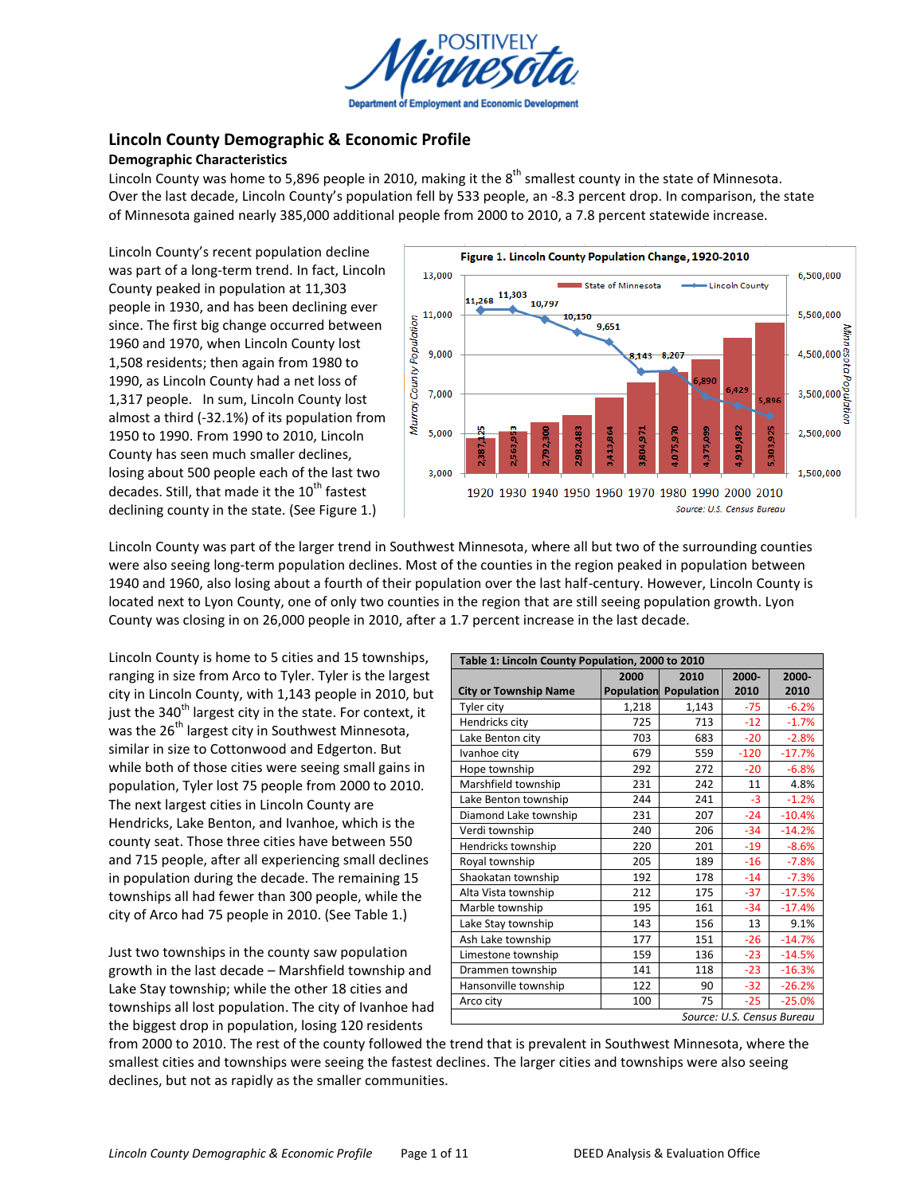# Lincoln County Demographic & Economic Profile

## Demographic Characteristics

Lincoln County was home to 5,896 people in 2010, making it the 8th smallest county in the state of Minnesota. Over the last decade, Lincoln County's population fell by 533 people, an -8.3 percent drop. In comparison, the state of Minnesota gained nearly 385,000 additional people from 2000 to 2010, a 7.8 percent statewide increase.

Lincoln County's recent population decline was part of a long-term trend. In fact, Lincoln County peaked in population at 11,303 people in 1930, and has been declining ever since. The first big change occurred between 1960 and 1970, when Lincoln County lost 1,508 residents; then again from 1980 to 1990, as Lincoln County had a net loss of 1,317 people. In sum, Lincoln County lost almost a third (-32.1%) of its population from 1950 to 1990. From 1990 to 2010, Lincoln County has seen much smaller declines, losing about 500 people each of the last two decades. Still, that made it the 10th fastest declining county in the state. (See Figure 1.)

**Figure 1. Lincoln County Population Change, 1920-2010**

| Year | Lincoln County | State of Minnesota |
|---|---|---|
| 1920 | 11,268 | 2,387,125 |
| 1930 | 11,303 | 2,563,953 |
| 1940 | 10,797 | 2,792,300 |
| 1950 | 10,150 | 2,982,483 |
| 1960 | 9,651 | 3,413,864 |
| 1970 | 8,143 | 3,804,971 |
| 1980 | 8,207 | 4,075,970 |
| 1990 | 6,890 | 4,375,099 |
| 2000 | 6,429 | 4,919,492 |
| 2010 | 5,896 | 5,303,925 |

*Source: U.S. Census Bureau*

Lincoln County was part of the larger trend in Southwest Minnesota, where all but two of the surrounding counties were also seeing long-term population declines. Most of the counties in the region peaked in population between 1940 and 1960, also losing about a fourth of their population over the last half-century. However, Lincoln County is located next to Lyon County, one of only two counties in the region that are still seeing population growth. Lyon County was closing in on 26,000 people in 2010, after a 1.7 percent increase in the last decade.

Lincoln County is home to 5 cities and 15 townships, ranging in size from Arco to Tyler. Tyler is the largest city in Lincoln County, with 1,143 people in 2010, but just the 340th largest city in the state. For context, it was the 26th largest city in Southwest Minnesota, similar in size to Cottonwood and Edgerton. But while both of those cities were seeing small gains in population, Tyler lost 75 people from 2000 to 2010. The next largest cities in Lincoln County are Hendricks, Lake Benton, and Ivanhoe, which is the county seat. Those three cities have between 550 and 715 people, after all experiencing small declines in population during the decade. The remaining 15 townships all had fewer than 300 people, while the city of Arco had 75 people in 2010. (See Table 1.)

**Table 1: Lincoln County Population, 2000 to 2010**

| City or Township Name | 2000 Population | 2010 Population | 2000-2010 | 2000-2010 |
|---|---|---|---|---|
| Tyler city | 1,218 | 1,143 | -75 | -6.2% |
| Hendricks city | 725 | 713 | -12 | -1.7% |
| Lake Benton city | 703 | 683 | -20 | -2.8% |
| Ivanhoe city | 679 | 559 | -120 | -17.7% |
| Hope township | 292 | 272 | -20 | -6.8% |
| Marshfield township | 231 | 242 | 11 | 4.8% |
| Lake Benton township | 244 | 241 | -3 | -1.2% |
| Diamond Lake township | 231 | 207 | -24 | -10.4% |
| Verdi township | 240 | 206 | -34 | -14.2% |
| Hendricks township | 220 | 201 | -19 | -8.6% |
| Royal township | 205 | 189 | -16 | -7.8% |
| Shaokatan township | 192 | 178 | -14 | -7.3% |
| Alta Vista township | 212 | 175 | -37 | -17.5% |
| Marble township | 195 | 161 | -34 | -17.4% |
| Lake Stay township | 143 | 156 | 13 | 9.1% |
| Ash Lake township | 177 | 151 | -26 | -14.7% |
| Limestone township | 159 | 136 | -23 | -14.5% |
| Drammen township | 141 | 118 | -23 | -16.3% |
| Hansonville township | 122 | 90 | -32 | -26.2% |
| Arco city | 100 | 75 | -25 | -25.0% |

*Source: U.S. Census Bureau*

Just two townships in the county saw population growth in the last decade – Marshfield township and Lake Stay township; while the other 18 cities and townships all lost population. The city of Ivanhoe had the biggest drop in population, losing 120 residents from 2000 to 2010. The rest of the county followed the trend that is prevalent in Southwest Minnesota, where the smallest cities and townships were seeing the fastest declines. The larger cities and townships were also seeing declines, but not as rapidly as the smaller communities.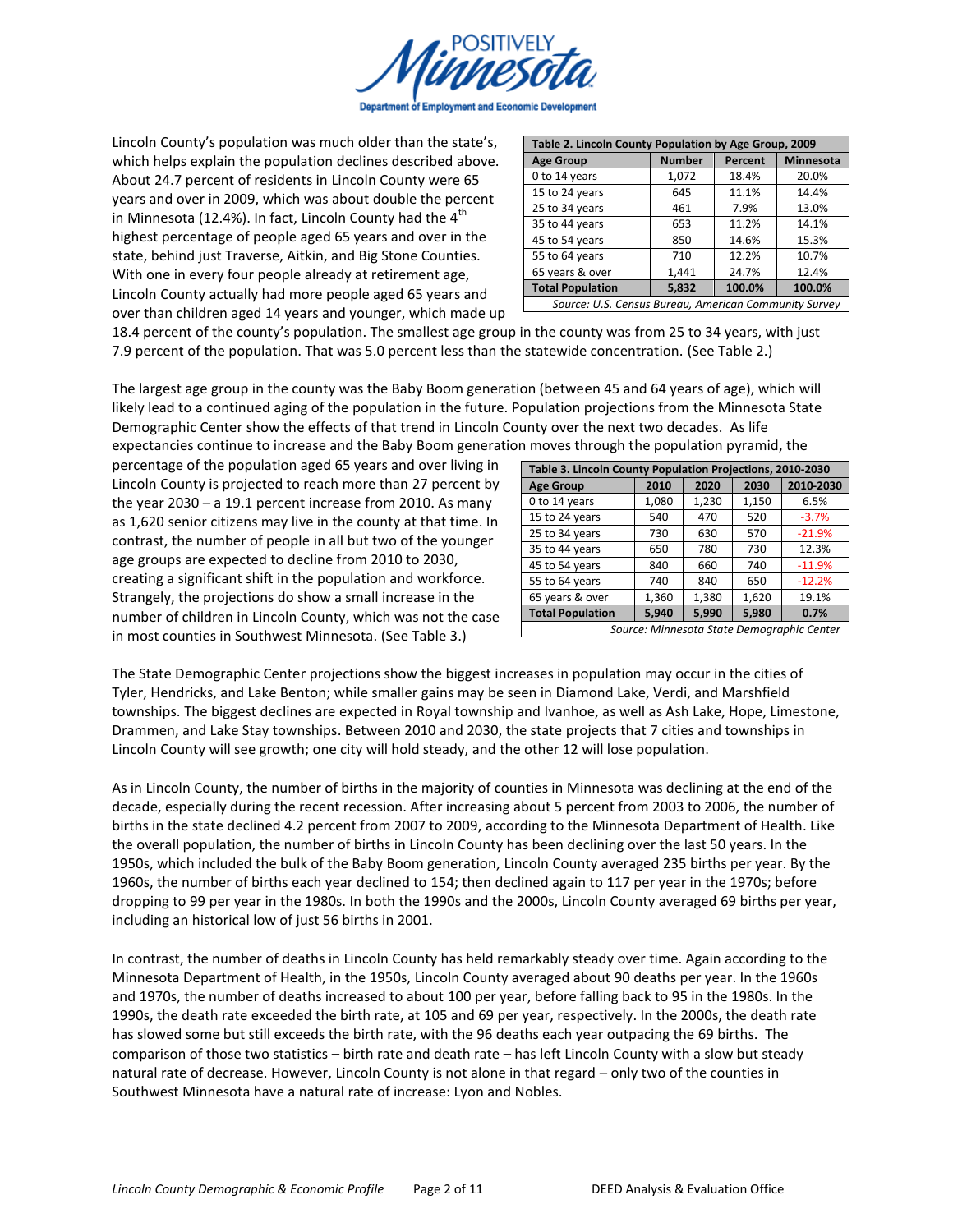Lincoln County's population was much older than the state's, which helps explain the population declines described above. About 24.7 percent of residents in Lincoln County were 65 years and over in 2009, which was about double the percent in Minnesota (12.4%). In fact, Lincoln County had the 4th highest percentage of people aged 65 years and over in the state, behind just Traverse, Aitkin, and Big Stone Counties. With one in every four people already at retirement age, Lincoln County actually had more people aged 65 years and over than children aged 14 years and younger, which made up 18.4 percent of the county's population. The smallest age group in the county was from 25 to 34 years, with just 7.9 percent of the population. That was 5.0 percent less than the statewide concentration. (See Table 2.)

| Table 2. Lincoln County Population by Age Group, 2009 | | | |
|---|---|---|---|
| **Age Group** | **Number** | **Percent** | **Minnesota** |
| 0 to 14 years | 1,072 | 18.4% | 20.0% |
| 15 to 24 years | 645 | 11.1% | 14.4% |
| 25 to 34 years | 461 | 7.9% | 13.0% |
| 35 to 44 years | 653 | 11.2% | 14.1% |
| 45 to 54 years | 850 | 14.6% | 15.3% |
| 55 to 64 years | 710 | 12.2% | 10.7% |
| 65 years & over | 1,441 | 24.7% | 12.4% |
| **Total Population** | **5,832** | **100.0%** | **100.0%** |

*Source: U.S. Census Bureau, American Community Survey*

The largest age group in the county was the Baby Boom generation (between 45 and 64 years of age), which will likely lead to a continued aging of the population in the future. Population projections from the Minnesota State Demographic Center show the effects of that trend in Lincoln County over the next two decades. As life expectancies continue to increase and the Baby Boom generation moves through the population pyramid, the percentage of the population aged 65 years and over living in Lincoln County is projected to reach more than 27 percent by the year 2030 – a 19.1 percent increase from 2010. As many as 1,620 senior citizens may live in the county at that time. In contrast, the number of people in all but two of the younger age groups are expected to decline from 2010 to 2030, creating a significant shift in the population and workforce. Strangely, the projections do show a small increase in the number of children in Lincoln County, which was not the case in most counties in Southwest Minnesota. (See Table 3.)

| Table 3. Lincoln County Population Projections, 2010-2030 | | | | |
|---|---|---|---|---|
| **Age Group** | **2010** | **2020** | **2030** | **2010-2030** |
| 0 to 14 years | 1,080 | 1,230 | 1,150 | 6.5% |
| 15 to 24 years | 540 | 470 | 520 | -3.7% |
| 25 to 34 years | 730 | 630 | 570 | -21.9% |
| 35 to 44 years | 650 | 780 | 730 | 12.3% |
| 45 to 54 years | 840 | 660 | 740 | -11.9% |
| 55 to 64 years | 740 | 840 | 650 | -12.2% |
| 65 years & over | 1,360 | 1,380 | 1,620 | 19.1% |
| **Total Population** | **5,940** | **5,990** | **5,980** | **0.7%** |

*Source: Minnesota State Demographic Center*

The State Demographic Center projections show the biggest increases in population may occur in the cities of Tyler, Hendricks, and Lake Benton; while smaller gains may be seen in Diamond Lake, Verdi, and Marshfield townships. The biggest declines are expected in Royal township and Ivanhoe, as well as Ash Lake, Hope, Limestone, Drammen, and Lake Stay townships. Between 2010 and 2030, the state projects that 7 cities and townships in Lincoln County will see growth; one city will hold steady, and the other 12 will lose population.

As in Lincoln County, the number of births in the majority of counties in Minnesota was declining at the end of the decade, especially during the recent recession. After increasing about 5 percent from 2003 to 2006, the number of births in the state declined 4.2 percent from 2007 to 2009, according to the Minnesota Department of Health. Like the overall population, the number of births in Lincoln County has been declining over the last 50 years. In the 1950s, which included the bulk of the Baby Boom generation, Lincoln County averaged 235 births per year. By the 1960s, the number of births each year declined to 154; then declined again to 117 per year in the 1970s; before dropping to 99 per year in the 1980s. In both the 1990s and the 2000s, Lincoln County averaged 69 births per year, including an historical low of just 56 births in 2001.

In contrast, the number of deaths in Lincoln County has held remarkably steady over time. Again according to the Minnesota Department of Health, in the 1950s, Lincoln County averaged about 90 deaths per year. In the 1960s and 1970s, the number of deaths increased to about 100 per year, before falling back to 95 in the 1980s. In the 1990s, the death rate exceeded the birth rate, at 105 and 69 per year, respectively. In the 2000s, the death rate has slowed some but still exceeds the birth rate, with the 96 deaths each year outpacing the 69 births. The comparison of those two statistics – birth rate and death rate – has left Lincoln County with a slow but steady natural rate of decrease. However, Lincoln County is not alone in that regard – only two of the counties in Southwest Minnesota have a natural rate of increase: Lyon and Nobles.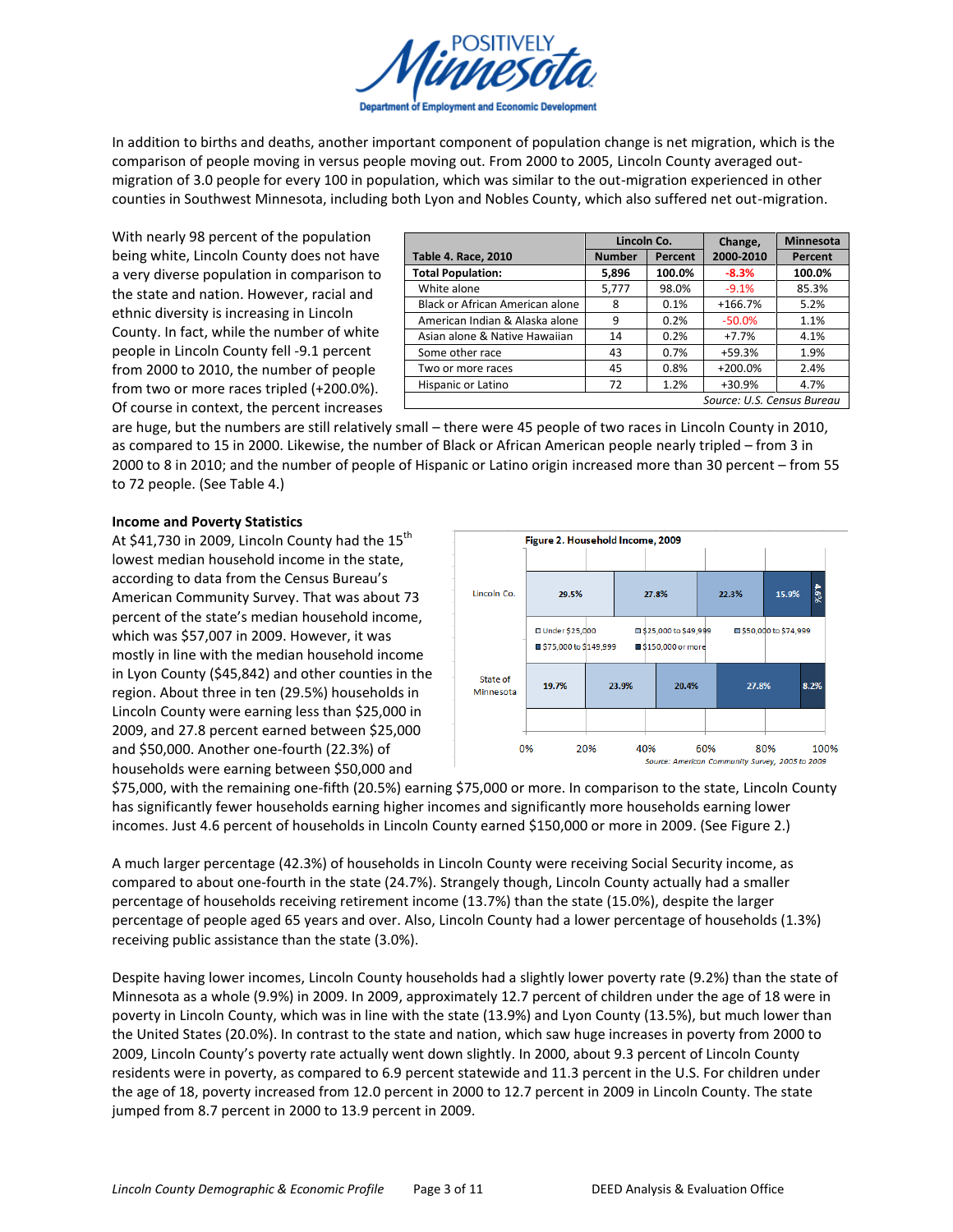In addition to births and deaths, another important component of population change is net migration, which is the comparison of people moving in versus people moving out. From 2000 to 2005, Lincoln County averaged out-migration of 3.0 people for every 100 in population, which was similar to the out-migration experienced in other counties in Southwest Minnesota, including both Lyon and Nobles County, which also suffered net out-migration.

With nearly 98 percent of the population being white, Lincoln County does not have a very diverse population in comparison to the state and nation. However, racial and ethnic diversity is increasing in Lincoln County. In fact, while the number of white people in Lincoln County fell -9.1 percent from 2000 to 2010, the number of people from two or more races tripled (+200.0%). Of course in context, the percent increases are huge, but the numbers are still relatively small – there were 45 people of two races in Lincoln County in 2010, as compared to 15 in 2000. Likewise, the number of Black or African American people nearly tripled – from 3 in 2000 to 8 in 2010; and the number of people of Hispanic or Latino origin increased more than 30 percent – from 55 to 72 people. (See Table 4.)

| Table 4. Race, 2010 | Lincoln Co. | | Change, | Minnesota |
|---|---|---|---|---|
| | Number | Percent | 2000-2010 | Percent |
| **Total Population:** | **5,896** | **100.0%** | **-8.3%** | **100.0%** |
| White alone | 5,777 | 98.0% | -9.1% | 85.3% |
| Black or African American alone | 8 | 0.1% | +166.7% | 5.2% |
| American Indian & Alaska alone | 9 | 0.2% | -50.0% | 1.1% |
| Asian alone & Native Hawaiian | 14 | 0.2% | +7.7% | 4.1% |
| Some other race | 43 | 0.7% | +59.3% | 1.9% |
| Two or more races | 45 | 0.8% | +200.0% | 2.4% |
| Hispanic or Latino | 72 | 1.2% | +30.9% | 4.7% |

*Source: U.S. Census Bureau*

**Income and Poverty Statistics**

At $41,730 in 2009, Lincoln County had the 15th lowest median household income in the state, according to data from the Census Bureau's American Community Survey. That was about 73 percent of the state's median household income, which was $57,007 in 2009. However, it was mostly in line with the median household income in Lyon County ($45,842) and other counties in the region. About three in ten (29.5%) households in Lincoln County were earning less than $25,000 in 2009, and 27.8 percent earned between $25,000 and $50,000. Another one-fourth (22.3%) of households were earning between $50,000 and $75,000, with the remaining one-fifth (20.5%) earning $75,000 or more. In comparison to the state, Lincoln County has significantly fewer households earning higher incomes and significantly more households earning lower incomes. Just 4.6 percent of households in Lincoln County earned $150,000 or more in 2009. (See Figure 2.)

**Figure 2. Household Income, 2009**

| | Under $25,000 | $25,000 to $49,999 | $50,000 to $74,999 | $75,000 to $149,999 | $150,000 or more |
|---|---|---|---|---|---|
| Lincoln Co. | 29.5% | 27.8% | 22.3% | 15.9% | 4.6% |
| State of Minnesota | 19.7% | 23.9% | 20.4% | 27.8% | 8.2% |

*Source: American Community Survey, 2005 to 2009*

A much larger percentage (42.3%) of households in Lincoln County were receiving Social Security income, as compared to about one-fourth in the state (24.7%). Strangely though, Lincoln County actually had a smaller percentage of households receiving retirement income (13.7%) than the state (15.0%), despite the larger percentage of people aged 65 years and over. Also, Lincoln County had a lower percentage of households (1.3%) receiving public assistance than the state (3.0%).

Despite having lower incomes, Lincoln County households had a slightly lower poverty rate (9.2%) than the state of Minnesota as a whole (9.9%) in 2009. In 2009, approximately 12.7 percent of children under the age of 18 were in poverty in Lincoln County, which was in line with the state (13.9%) and Lyon County (13.5%), but much lower than the United States (20.0%). In contrast to the state and nation, which saw huge increases in poverty from 2000 to 2009, Lincoln County's poverty rate actually went down slightly. In 2000, about 9.3 percent of Lincoln County residents were in poverty, as compared to 6.9 percent statewide and 11.3 percent in the U.S. For children under the age of 18, poverty increased from 12.0 percent in 2000 to 12.7 percent in 2009 in Lincoln County. The state jumped from 8.7 percent in 2000 to 13.9 percent in 2009.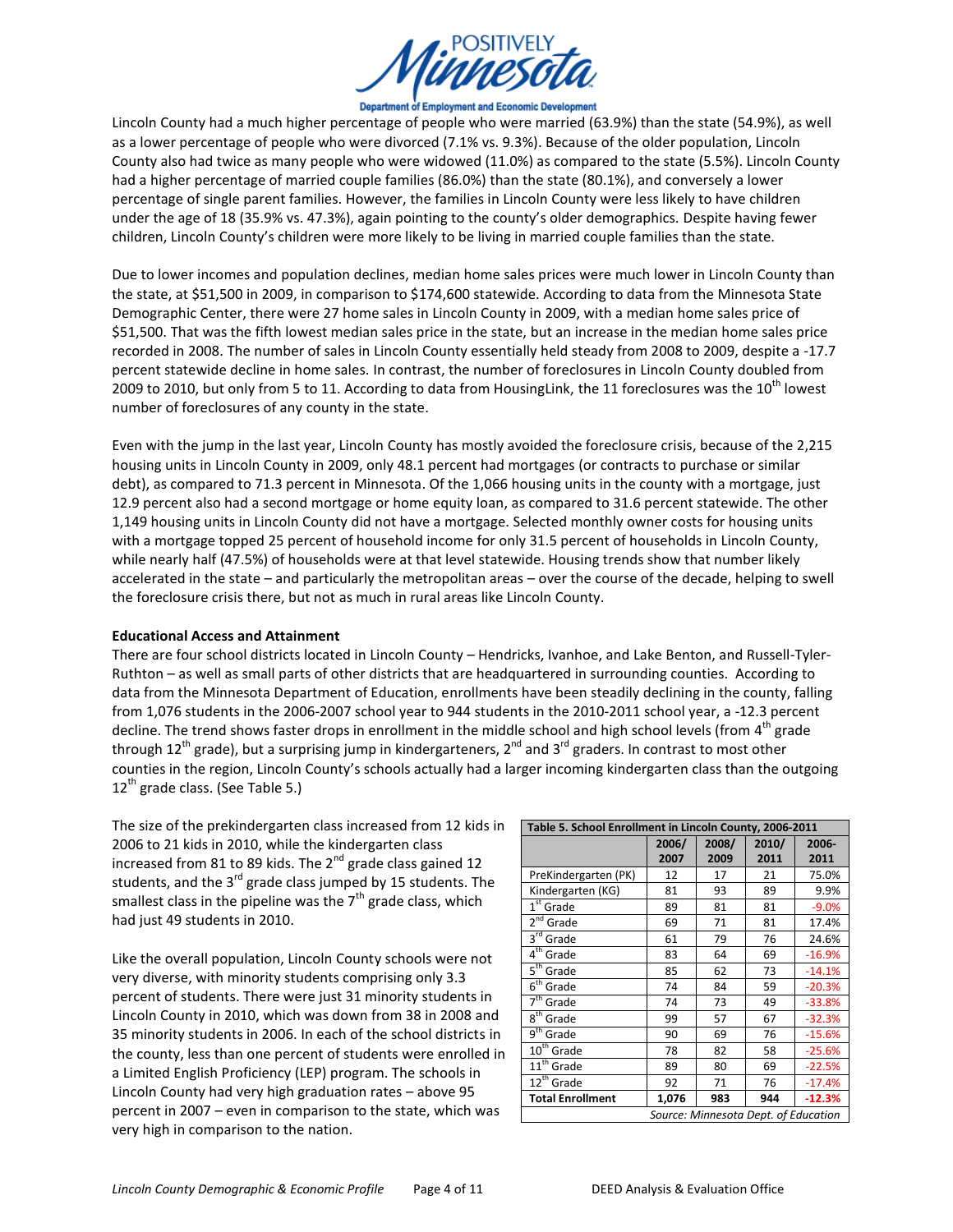Lincoln County had a much higher percentage of people who were married (63.9%) than the state (54.9%), as well as a lower percentage of people who were divorced (7.1% vs. 9.3%). Because of the older population, Lincoln County also had twice as many people who were widowed (11.0%) as compared to the state (5.5%). Lincoln County had a higher percentage of married couple families (86.0%) than the state (80.1%), and conversely a lower percentage of single parent families. However, the families in Lincoln County were less likely to have children under the age of 18 (35.9% vs. 47.3%), again pointing to the county's older demographics. Despite having fewer children, Lincoln County's children were more likely to be living in married couple families than the state.

Due to lower incomes and population declines, median home sales prices were much lower in Lincoln County than the state, at $51,500 in 2009, in comparison to $174,600 statewide. According to data from the Minnesota State Demographic Center, there were 27 home sales in Lincoln County in 2009, with a median home sales price of $51,500. That was the fifth lowest median sales price in the state, but an increase in the median home sales price recorded in 2008. The number of sales in Lincoln County essentially held steady from 2008 to 2009, despite a -17.7 percent statewide decline in home sales. In contrast, the number of foreclosures in Lincoln County doubled from 2009 to 2010, but only from 5 to 11. According to data from HousingLink, the 11 foreclosures was the 10th lowest number of foreclosures of any county in the state.

Even with the jump in the last year, Lincoln County has mostly avoided the foreclosure crisis, because of the 2,215 housing units in Lincoln County in 2009, only 48.1 percent had mortgages (or contracts to purchase or similar debt), as compared to 71.3 percent in Minnesota. Of the 1,066 housing units in the county with a mortgage, just 12.9 percent also had a second mortgage or home equity loan, as compared to 31.6 percent statewide. The other 1,149 housing units in Lincoln County did not have a mortgage. Selected monthly owner costs for housing units with a mortgage topped 25 percent of household income for only 31.5 percent of households in Lincoln County, while nearly half (47.5%) of households were at that level statewide. Housing trends show that number likely accelerated in the state – and particularly the metropolitan areas – over the course of the decade, helping to swell the foreclosure crisis there, but not as much in rural areas like Lincoln County.

**Educational Access and Attainment**

There are four school districts located in Lincoln County – Hendricks, Ivanhoe, and Lake Benton, and Russell-Tyler-Ruthton – as well as small parts of other districts that are headquartered in surrounding counties. According to data from the Minnesota Department of Education, enrollments have been steadily declining in the county, falling from 1,076 students in the 2006-2007 school year to 944 students in the 2010-2011 school year, a -12.3 percent decline. The trend shows faster drops in enrollment in the middle school and high school levels (from 4th grade through 12th grade), but a surprising jump in kindergarteners, 2nd and 3rd graders. In contrast to most other counties in the region, Lincoln County's schools actually had a larger incoming kindergarten class than the outgoing 12th grade class. (See Table 5.)

The size of the prekindergarten class increased from 12 kids in 2006 to 21 kids in 2010, while the kindergarten class increased from 81 to 89 kids. The 2nd grade class gained 12 students, and the 3rd grade class jumped by 15 students. The smallest class in the pipeline was the 7th grade class, which had just 49 students in 2010.

Like the overall population, Lincoln County schools were not very diverse, with minority students comprising only 3.3 percent of students. There were just 31 minority students in Lincoln County in 2010, which was down from 38 in 2008 and 35 minority students in 2006. In each of the school districts in the county, less than one percent of students were enrolled in a Limited English Proficiency (LEP) program. The schools in Lincoln County had very high graduation rates – above 95 percent in 2007 – even in comparison to the state, which was very high in comparison to the nation.

**Table 5. School Enrollment in Lincoln County, 2006-2011**

| | 2006/ 2007 | 2008/ 2009 | 2010/ 2011 | 2006- 2011 |
|---|---|---|---|---|
| PreKindergarten (PK) | 12 | 17 | 21 | 75.0% |
| Kindergarten (KG) | 81 | 93 | 89 | 9.9% |
| 1st Grade | 89 | 81 | 81 | -9.0% |
| 2nd Grade | 69 | 71 | 81 | 17.4% |
| 3rd Grade | 61 | 79 | 76 | 24.6% |
| 4th Grade | 83 | 64 | 69 | -16.9% |
| 5th Grade | 85 | 62 | 73 | -14.1% |
| 6th Grade | 74 | 84 | 59 | -20.3% |
| 7th Grade | 74 | 73 | 49 | -33.8% |
| 8th Grade | 99 | 57 | 67 | -32.3% |
| 9th Grade | 90 | 69 | 76 | -15.6% |
| 10th Grade | 78 | 82 | 58 | -25.6% |
| 11th Grade | 89 | 80 | 69 | -22.5% |
| 12th Grade | 92 | 71 | 76 | -17.4% |
| **Total Enrollment** | **1,076** | **983** | **944** | **-12.3%** |

*Source: Minnesota Dept. of Education*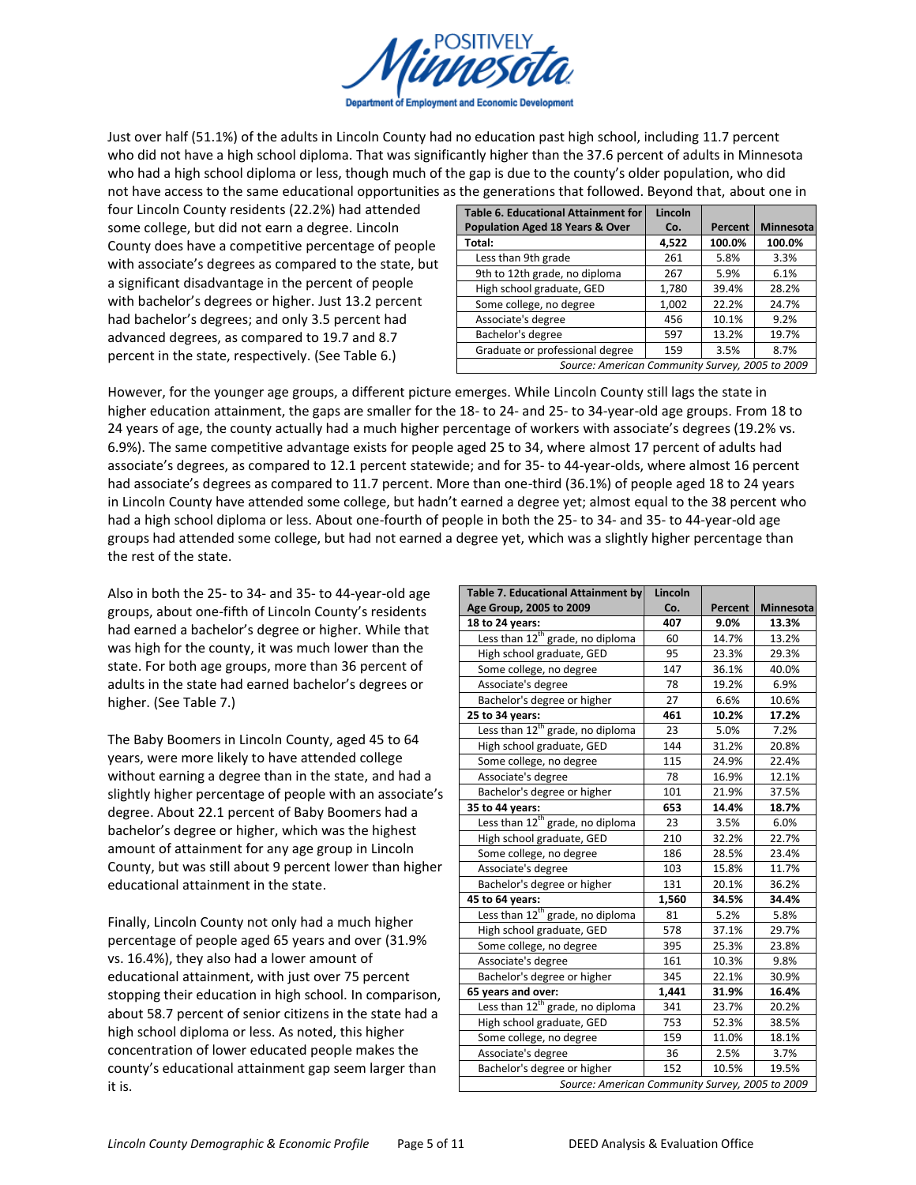Just over half (51.1%) of the adults in Lincoln County had no education past high school, including 11.7 percent who did not have a high school diploma. That was significantly higher than the 37.6 percent of adults in Minnesota who had a high school diploma or less, though much of the gap is due to the county's older population, who did not have access to the same educational opportunities as the generations that followed. Beyond that, about one in four Lincoln County residents (22.2%) had attended some college, but did not earn a degree. Lincoln County does have a competitive percentage of people with associate's degrees as compared to the state, but a significant disadvantage in the percent of people with bachelor's degrees or higher. Just 13.2 percent had bachelor's degrees; and only 3.5 percent had advanced degrees, as compared to 19.7 and 8.7 percent in the state, respectively. (See Table 6.)

| Table 6. Educational Attainment for Population Aged 18 Years & Over | Lincoln Co. | Percent | Minnesota |
|---|---|---|---|
| **Total:** | **4,522** | **100.0%** | **100.0%** |
| Less than 9th grade | 261 | 5.8% | 3.3% |
| 9th to 12th grade, no diploma | 267 | 5.9% | 6.1% |
| High school graduate, GED | 1,780 | 39.4% | 28.2% |
| Some college, no degree | 1,002 | 22.2% | 24.7% |
| Associate's degree | 456 | 10.1% | 9.2% |
| Bachelor's degree | 597 | 13.2% | 19.7% |
| Graduate or professional degree | 159 | 3.5% | 8.7% |

*Source: American Community Survey, 2005 to 2009*

However, for the younger age groups, a different picture emerges. While Lincoln County still lags the state in higher education attainment, the gaps are smaller for the 18- to 24- and 25- to 34-year-old age groups. From 18 to 24 years of age, the county actually had a much higher percentage of workers with associate's degrees (19.2% vs. 6.9%). The same competitive advantage exists for people aged 25 to 34, where almost 17 percent of adults had associate's degrees, as compared to 12.1 percent statewide; and for 35- to 44-year-olds, where almost 16 percent had associate's degrees as compared to 11.7 percent. More than one-third (36.1%) of people aged 18 to 24 years in Lincoln County have attended some college, but hadn't earned a degree yet; almost equal to the 38 percent who had a high school diploma or less. About one-fourth of people in both the 25- to 34- and 35- to 44-year-old age groups had attended some college, but had not earned a degree yet, which was a slightly higher percentage than the rest of the state.

Also in both the 25- to 34- and 35- to 44-year-old age groups, about one-fifth of Lincoln County's residents had earned a bachelor's degree or higher. While that was high for the county, it was much lower than the state. For both age groups, more than 36 percent of adults in the state had earned bachelor's degrees or higher. (See Table 7.)

The Baby Boomers in Lincoln County, aged 45 to 64 years, were more likely to have attended college without earning a degree than in the state, and had a slightly higher percentage of people with an associate's degree. About 22.1 percent of Baby Boomers had a bachelor's degree or higher, which was the highest amount of attainment for any age group in Lincoln County, but was still about 9 percent lower than higher educational attainment in the state.

Finally, Lincoln County not only had a much higher percentage of people aged 65 years and over (31.9% vs. 16.4%), they also had a lower amount of educational attainment, with just over 75 percent stopping their education in high school. In comparison, about 58.7 percent of senior citizens in the state had a high school diploma or less. As noted, this higher concentration of lower educated people makes the county's educational attainment gap seem larger than it is.

| Table 7. Educational Attainment by Age Group, 2005 to 2009 | Lincoln Co. | Percent | Minnesota |
|---|---|---|---|
| **18 to 24 years:** | **407** | **9.0%** | **13.3%** |
| Less than 12th grade, no diploma | 60 | 14.7% | 13.2% |
| High school graduate, GED | 95 | 23.3% | 29.3% |
| Some college, no degree | 147 | 36.1% | 40.0% |
| Associate's degree | 78 | 19.2% | 6.9% |
| Bachelor's degree or higher | 27 | 6.6% | 10.6% |
| **25 to 34 years:** | **461** | **10.2%** | **17.2%** |
| Less than 12th grade, no diploma | 23 | 5.0% | 7.2% |
| High school graduate, GED | 144 | 31.2% | 20.8% |
| Some college, no degree | 115 | 24.9% | 22.4% |
| Associate's degree | 78 | 16.9% | 12.1% |
| Bachelor's degree or higher | 101 | 21.9% | 37.5% |
| **35 to 44 years:** | **653** | **14.4%** | **18.7%** |
| Less than 12th grade, no diploma | 23 | 3.5% | 6.0% |
| High school graduate, GED | 210 | 32.2% | 22.7% |
| Some college, no degree | 186 | 28.5% | 23.4% |
| Associate's degree | 103 | 15.8% | 11.7% |
| Bachelor's degree or higher | 131 | 20.1% | 36.2% |
| **45 to 64 years:** | **1,560** | **34.5%** | **34.4%** |
| Less than 12th grade, no diploma | 81 | 5.2% | 5.8% |
| High school graduate, GED | 578 | 37.1% | 29.7% |
| Some college, no degree | 395 | 25.3% | 23.8% |
| Associate's degree | 161 | 10.3% | 9.8% |
| Bachelor's degree or higher | 345 | 22.1% | 30.9% |
| **65 years and over:** | **1,441** | **31.9%** | **16.4%** |
| Less than 12th grade, no diploma | 341 | 23.7% | 20.2% |
| High school graduate, GED | 753 | 52.3% | 38.5% |
| Some college, no degree | 159 | 11.0% | 18.1% |
| Associate's degree | 36 | 2.5% | 3.7% |
| Bachelor's degree or higher | 152 | 10.5% | 19.5% |

*Source: American Community Survey, 2005 to 2009*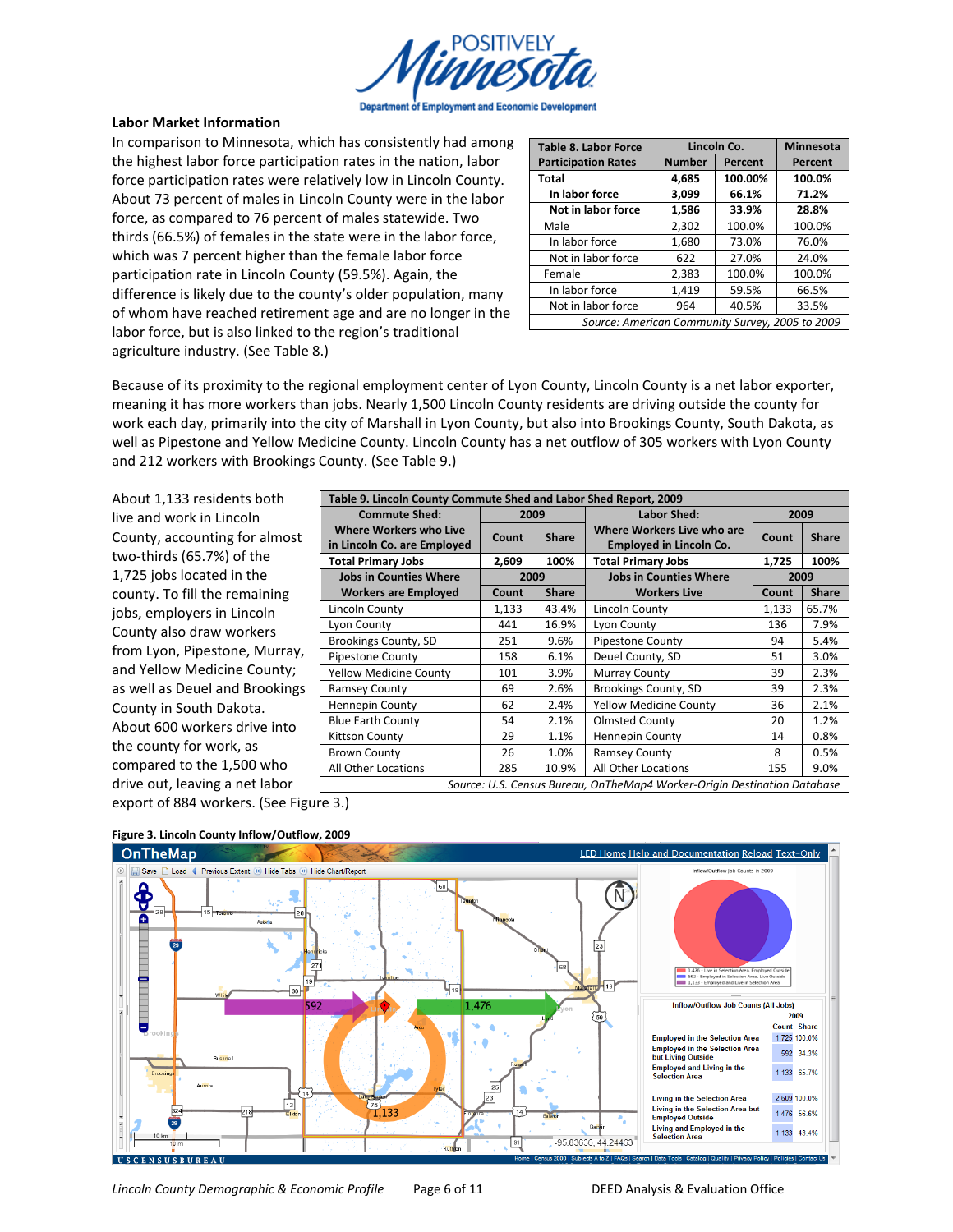**Labor Market Information**

In comparison to Minnesota, which has consistently had among the highest labor force participation rates in the nation, labor force participation rates were relatively low in Lincoln County. About 73 percent of males in Lincoln County were in the labor force, as compared to 76 percent of males statewide. Two thirds (66.5%) of females in the state were in the labor force, which was 7 percent higher than the female labor force participation rate in Lincoln County (59.5%). Again, the difference is likely due to the county's older population, many of whom have reached retirement age and are no longer in the labor force, but is also linked to the region's traditional agriculture industry. (See Table 8.)

| Table 8. Labor Force Participation Rates | Lincoln Co. | | Minnesota |
|---|---|---|---|
| | Number | Percent | Percent |
| **Total** | **4,685** | **100.00%** | **100.0%** |
| **In labor force** | **3,099** | **66.1%** | **71.2%** |
| **Not in labor force** | **1,586** | **33.9%** | **28.8%** |
| Male | 2,302 | 100.0% | 100.0% |
| In labor force | 1,680 | 73.0% | 76.0% |
| Not in labor force | 622 | 27.0% | 24.0% |
| Female | 2,383 | 100.0% | 100.0% |
| In labor force | 1,419 | 59.5% | 66.5% |
| Not in labor force | 964 | 40.5% | 33.5% |

*Source: American Community Survey, 2005 to 2009*

Because of its proximity to the regional employment center of Lyon County, Lincoln County is a net labor exporter, meaning it has more workers than jobs. Nearly 1,500 Lincoln County residents are driving outside the county for work each day, primarily into the city of Marshall in Lyon County, but also into Brookings County, South Dakota, as well as Pipestone and Yellow Medicine County. Lincoln County has a net outflow of 305 workers with Lyon County and 212 workers with Brookings County. (See Table 9.)

About 1,133 residents both live and work in Lincoln County, accounting for almost two-thirds (65.7%) of the 1,725 jobs located in the county. To fill the remaining jobs, employers in Lincoln County also draw workers from Lyon, Pipestone, Murray, and Yellow Medicine County; as well as Deuel and Brookings County in South Dakota. About 600 workers drive into the county for work, as compared to the 1,500 who drive out, leaving a net labor export of 884 workers. (See Figure 3.)

| Table 9. Lincoln County Commute Shed and Labor Shed Report, 2009 | | | | | |
|---|---|---|---|---|---|
| **Commute Shed: Where Workers who Live in Lincoln Co. are Employed** | **2009** | | **Labor Shed: Where Workers Live who are Employed in Lincoln Co.** | **2009** | |
| | **Count** | **Share** | | **Count** | **Share** |
| **Total Primary Jobs** | **2,609** | **100%** | **Total Primary Jobs** | **1,725** | **100%** |
| **Jobs in Counties Where Workers are Employed** | **Count** | **Share** | **Jobs in Counties Where Workers Live** | **Count** | **Share** |
| Lincoln County | 1,133 | 43.4% | Lincoln County | 1,133 | 65.7% |
| Lyon County | 441 | 16.9% | Lyon County | 136 | 7.9% |
| Brookings County, SD | 251 | 9.6% | Pipestone County | 94 | 5.4% |
| Pipestone County | 158 | 6.1% | Deuel County, SD | 51 | 3.0% |
| Yellow Medicine County | 101 | 3.9% | Murray County | 39 | 2.3% |
| Ramsey County | 69 | 2.6% | Brookings County, SD | 39 | 2.3% |
| Hennepin County | 62 | 2.4% | Yellow Medicine County | 36 | 2.1% |
| Blue Earth County | 54 | 2.1% | Olmsted County | 20 | 1.2% |
| Kittson County | 29 | 1.1% | Hennepin County | 14 | 0.8% |
| Brown County | 26 | 1.0% | Ramsey County | 8 | 0.5% |
| All Other Locations | 285 | 10.9% | All Other Locations | 155 | 9.0% |

*Source: U.S. Census Bureau, OnTheMap4 Worker-Origin Destination Database*

**Figure 3. Lincoln County Inflow/Outflow, 2009**

Inflow/Outflow Job Counts (All Jobs)

| | 2009 | |
|---|---|---|
| | Count | Share |
| Employed in the Selection Area | 1,725 | 100.0% |
| Employed in the Selection Area but Living Outside | 592 | 34.3% |
| Employed and Living in the Selection Area | 1,133 | 65.7% |
| Living in the Selection Area | 2,609 | 100.0% |
| Living in the Selection Area but Employed Outside | 1,476 | 56.6% |
| Living and Employed in the Selection Area | 1,133 | 43.4% |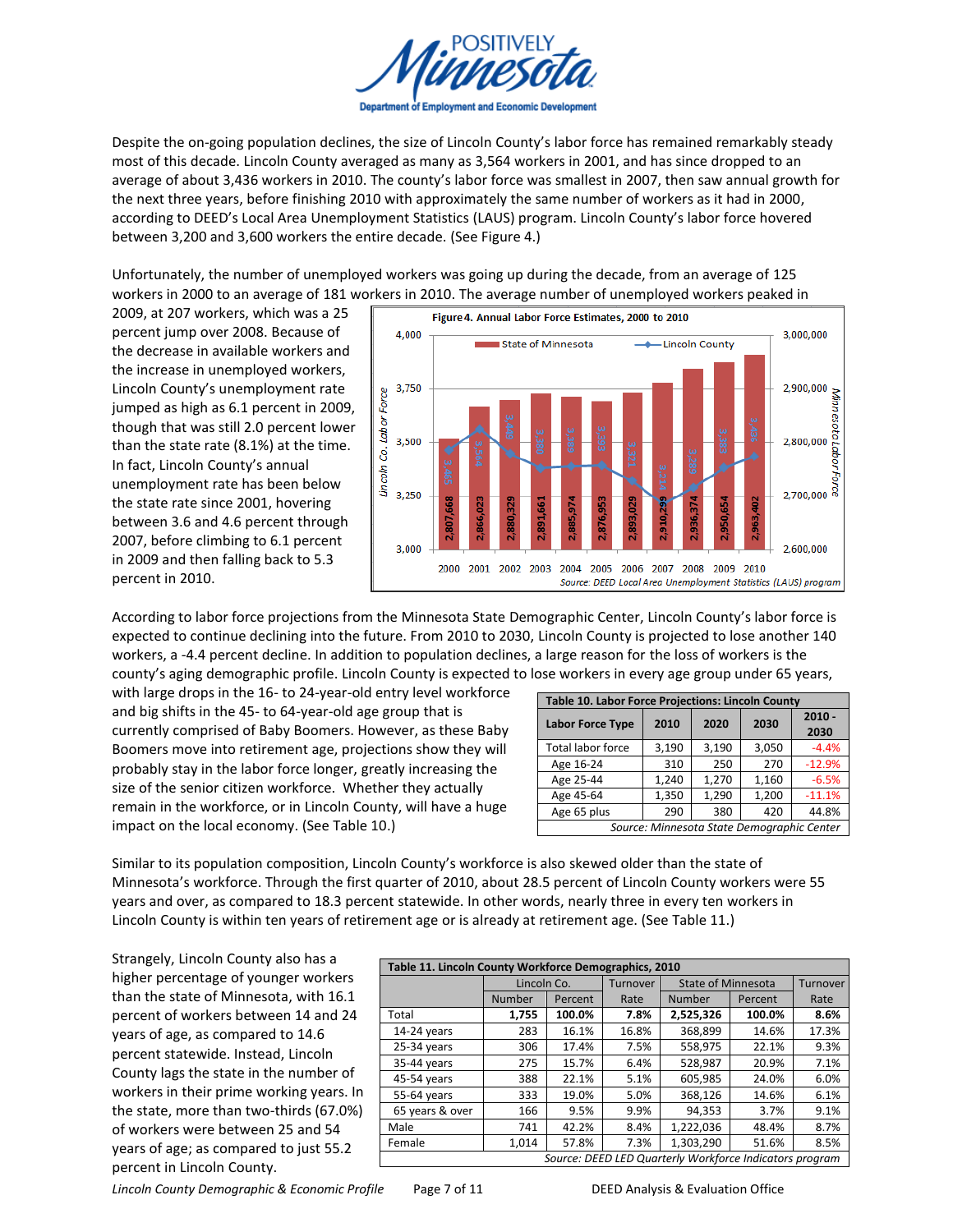Despite the on-going population declines, the size of Lincoln County's labor force has remained remarkably steady most of this decade. Lincoln County averaged as many as 3,564 workers in 2001, and has since dropped to an average of about 3,436 workers in 2010. The county's labor force was smallest in 2007, then saw annual growth for the next three years, before finishing 2010 with approximately the same number of workers as it had in 2000, according to DEED's Local Area Unemployment Statistics (LAUS) program. Lincoln County's labor force hovered between 3,200 and 3,600 workers the entire decade. (See Figure 4.)

Unfortunately, the number of unemployed workers was going up during the decade, from an average of 125 workers in 2000 to an average of 181 workers in 2010. The average number of unemployed workers peaked in 2009, at 207 workers, which was a 25 percent jump over 2008. Because of the decrease in available workers and the increase in unemployed workers, Lincoln County's unemployment rate jumped as high as 6.1 percent in 2009, though that was still 2.0 percent lower than the state rate (8.1%) at the time. In fact, Lincoln County's annual unemployment rate has been below the state rate since 2001, hovering between 3.6 and 4.6 percent through 2007, before climbing to 6.1 percent in 2009 and then falling back to 5.3 percent in 2010.

**Figure 4. Annual Labor Force Estimates, 2000 to 2010**

| Year | State of Minnesota | Lincoln County |
|---|---|---|
| 2000 | 2,807,668 | 3,485 |
| 2001 | 2,866,023 | 3,564 |
| 2002 | 2,880,329 | 3,449 |
| 2003 | 2,891,661 | 3,380 |
| 2004 | 2,885,974 | 3,389 |
| 2005 | 2,876,953 | 3,393 |
| 2006 | 2,893,029 | 3,321 |
| 2007 | 2,910,299 | 3,214 |
| 2008 | 2,936,374 | 3,289 |
| 2009 | 2,950,654 | 3,383 |
| 2010 | 2,963,402 | 3,436 |

*Source: DEED Local Area Unemployment Statistics (LAUS) program*

According to labor force projections from the Minnesota State Demographic Center, Lincoln County's labor force is expected to continue declining into the future. From 2010 to 2030, Lincoln County is projected to lose another 140 workers, a -4.4 percent decline. In addition to population declines, a large reason for the loss of workers is the county's aging demographic profile. Lincoln County is expected to lose workers in every age group under 65 years, with large drops in the 16- to 24-year-old entry level workforce and big shifts in the 45- to 64-year-old age group that is currently comprised of Baby Boomers. However, as these Baby Boomers move into retirement age, projections show they will probably stay in the labor force longer, greatly increasing the size of the senior citizen workforce. Whether they actually remain in the workforce, or in Lincoln County, will have a huge impact on the local economy. (See Table 10.)

**Table 10. Labor Force Projections: Lincoln County**

| Labor Force Type | 2010 | 2020 | 2030 | 2010 - 2030 |
|---|---|---|---|---|
| Total labor force | 3,190 | 3,190 | 3,050 | -4.4% |
| Age 16-24 | 310 | 250 | 270 | -12.9% |
| Age 25-44 | 1,240 | 1,270 | 1,160 | -6.5% |
| Age 45-64 | 1,350 | 1,290 | 1,200 | -11.1% |
| Age 65 plus | 290 | 380 | 420 | 44.8% |

*Source: Minnesota State Demographic Center*

Similar to its population composition, Lincoln County's workforce is also skewed older than the state of Minnesota's workforce. Through the first quarter of 2010, about 28.5 percent of Lincoln County workers were 55 years and over, as compared to 18.3 percent statewide. In other words, nearly three in every ten workers in Lincoln County is within ten years of retirement age or is already at retirement age. (See Table 11.)

Strangely, Lincoln County also has a higher percentage of younger workers than the state of Minnesota, with 16.1 percent of workers between 14 and 24 years of age, as compared to 14.6 percent statewide. Instead, Lincoln County lags the state in the number of workers in their prime working years. In the state, more than two-thirds (67.0%) of workers were between 25 and 54 years of age; as compared to just 55.2 percent in Lincoln County.

**Table 11. Lincoln County Workforce Demographics, 2010**

| | Lincoln Co. | | Turnover | State of Minnesota | | Turnover |
|---|---|---|---|---|---|---|
| | Number | Percent | Rate | Number | Percent | Rate |
| Total | **1,755** | **100.0%** | **7.8%** | **2,525,326** | **100.0%** | **8.6%** |
| 14-24 years | 283 | 16.1% | 16.8% | 368,899 | 14.6% | 17.3% |
| 25-34 years | 306 | 17.4% | 7.5% | 558,975 | 22.1% | 9.3% |
| 35-44 years | 275 | 15.7% | 6.4% | 528,987 | 20.9% | 7.1% |
| 45-54 years | 388 | 22.1% | 5.1% | 605,985 | 24.0% | 6.0% |
| 55-64 years | 333 | 19.0% | 5.0% | 368,126 | 14.6% | 6.1% |
| 65 years & over | 166 | 9.5% | 9.9% | 94,353 | 3.7% | 9.1% |
| Male | 741 | 42.2% | 8.4% | 1,222,036 | 48.4% | 8.7% |
| Female | 1,014 | 57.8% | 7.3% | 1,303,290 | 51.6% | 8.5% |

*Source: DEED LED Quarterly Workforce Indicators program*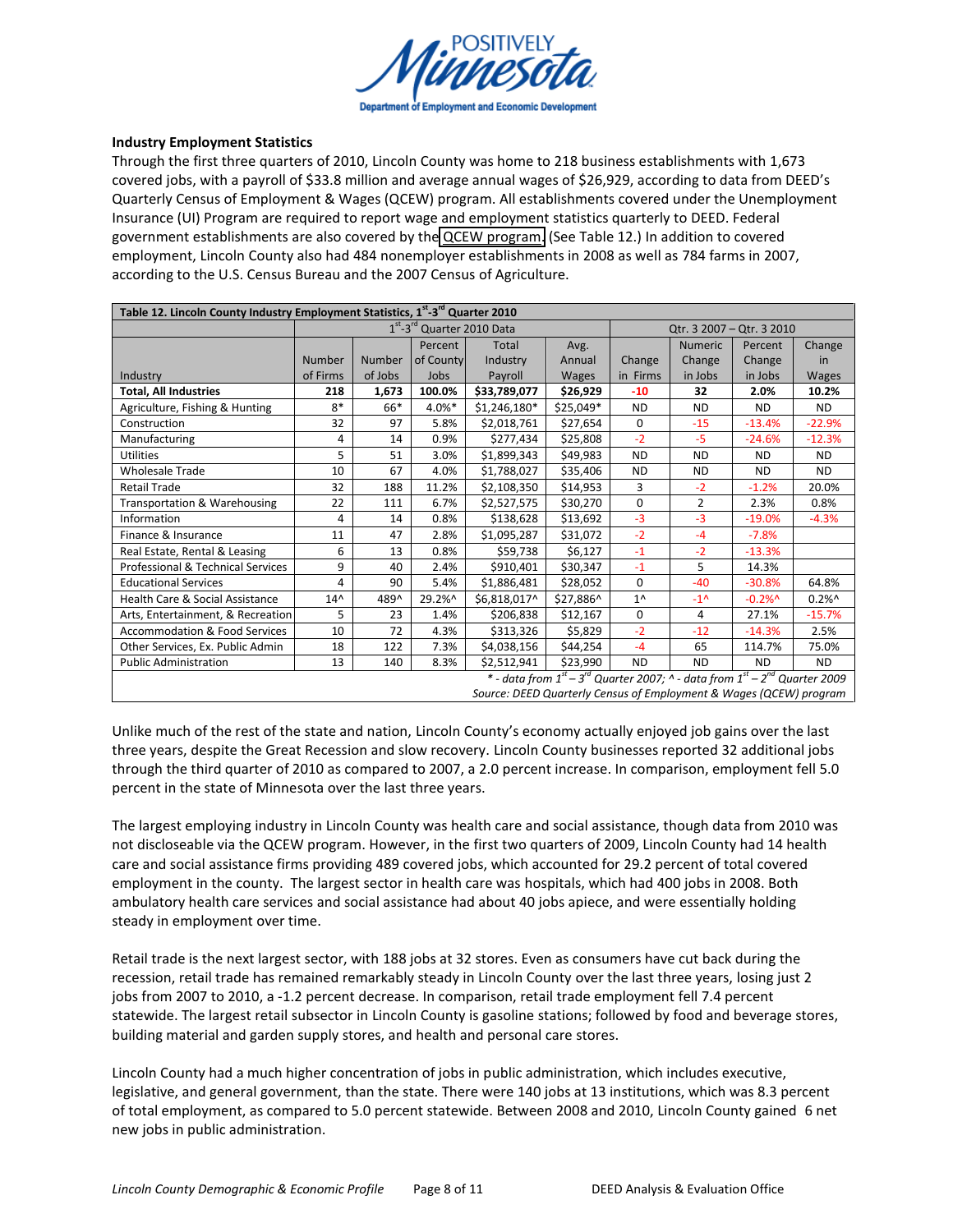**Industry Employment Statistics**

Through the first three quarters of 2010, Lincoln County was home to 218 business establishments with 1,673 covered jobs, with a payroll of $33.8 million and average annual wages of $26,929, according to data from DEED's Quarterly Census of Employment & Wages (QCEW) program. All establishments covered under the Unemployment Insurance (UI) Program are required to report wage and employment statistics quarterly to DEED. Federal government establishments are also covered by the QCEW program. (See Table 12.) In addition to covered employment, Lincoln County also had 484 nonemployer establishments in 2008 as well as 784 farms in 2007, according to the U.S. Census Bureau and the 2007 Census of Agriculture.

| Table 12. Lincoln County Industry Employment Statistics, 1st-3rd Quarter 2010 | | | | | | | | | |
|---|---|---|---|---|---|---|---|---|---|
| | 1st-3rd Quarter 2010 Data | | | | | Qtr. 3 2007 – Qtr. 3 2010 | | | |
| Industry | Number of Firms | Number of Jobs | Percent of County Jobs | Total Industry Payroll | Avg. Annual Wages | Change in Firms | Numeric Change in Jobs | Percent Change in Jobs | Change in Wages |
| **Total, All Industries** | **218** | **1,673** | **100.0%** | **$33,789,077** | **$26,929** | **-10** | **32** | **2.0%** | **10.2%** |
| Agriculture, Fishing & Hunting | 8* | 66* | 4.0%* | $1,246,180* | $25,049* | ND | ND | ND | ND |
| Construction | 32 | 97 | 5.8% | $2,018,761 | $27,654 | 0 | -15 | -13.4% | -22.9% |
| Manufacturing | 4 | 14 | 0.9% | $277,434 | $25,808 | -2 | -5 | -24.6% | -12.3% |
| Utilities | 5 | 51 | 3.0% | $1,899,343 | $49,983 | ND | ND | ND | ND |
| Wholesale Trade | 10 | 67 | 4.0% | $1,788,027 | $35,406 | ND | ND | ND | ND |
| Retail Trade | 32 | 188 | 11.2% | $2,108,350 | $14,953 | 3 | -2 | -1.2% | 20.0% |
| Transportation & Warehousing | 22 | 111 | 6.7% | $2,527,575 | $30,270 | 0 | 2 | 2.3% | 0.8% |
| Information | 4 | 14 | 0.8% | $138,628 | $13,692 | -3 | -3 | -19.0% | -4.3% |
| Finance & Insurance | 11 | 47 | 2.8% | $1,095,287 | $31,072 | -2 | -4 | -7.8% | |
| Real Estate, Rental & Leasing | 6 | 13 | 0.8% | $59,738 | $6,127 | -1 | -2 | -13.3% | |
| Professional & Technical Services | 9 | 40 | 2.4% | $910,401 | $30,347 | -1 | 5 | 14.3% | |
| Educational Services | 4 | 90 | 5.4% | $1,886,481 | $28,052 | 0 | -40 | -30.8% | 64.8% |
| Health Care & Social Assistance | 14^ | 489^ | 29.2%^ | $6,818,017^ | $27,886^ | 1^ | -1^ | -0.2%^ | 0.2%^ |
| Arts, Entertainment, & Recreation | 5 | 23 | 1.4% | $206,838 | $12,167 | 0 | 4 | 27.1% | -15.7% |
| Accommodation & Food Services | 10 | 72 | 4.3% | $313,326 | $5,829 | -2 | -12 | -14.3% | 2.5% |
| Other Services, Ex. Public Admin | 18 | 122 | 7.3% | $4,038,156 | $44,254 | -4 | 65 | 114.7% | 75.0% |
| Public Administration | 13 | 140 | 8.3% | $2,512,941 | $23,990 | ND | ND | ND | ND |

*\* - data from 1st – 3rd Quarter 2007; ^ - data from 1st – 2nd Quarter 2009*
*Source: DEED Quarterly Census of Employment & Wages (QCEW) program*

Unlike much of the rest of the state and nation, Lincoln County's economy actually enjoyed job gains over the last three years, despite the Great Recession and slow recovery. Lincoln County businesses reported 32 additional jobs through the third quarter of 2010 as compared to 2007, a 2.0 percent increase. In comparison, employment fell 5.0 percent in the state of Minnesota over the last three years.

The largest employing industry in Lincoln County was health care and social assistance, though data from 2010 was not discloseable via the QCEW program. However, in the first two quarters of 2009, Lincoln County had 14 health care and social assistance firms providing 489 covered jobs, which accounted for 29.2 percent of total covered employment in the county. The largest sector in health care was hospitals, which had 400 jobs in 2008. Both ambulatory health care services and social assistance had about 40 jobs apiece, and were essentially holding steady in employment over time.

Retail trade is the next largest sector, with 188 jobs at 32 stores. Even as consumers have cut back during the recession, retail trade has remained remarkably steady in Lincoln County over the last three years, losing just 2 jobs from 2007 to 2010, a -1.2 percent decrease. In comparison, retail trade employment fell 7.4 percent statewide. The largest retail subsector in Lincoln County is gasoline stations; followed by food and beverage stores, building material and garden supply stores, and health and personal care stores.

Lincoln County had a much higher concentration of jobs in public administration, which includes executive, legislative, and general government, than the state. There were 140 jobs at 13 institutions, which was 8.3 percent of total employment, as compared to 5.0 percent statewide. Between 2008 and 2010, Lincoln County gained 6 net new jobs in public administration.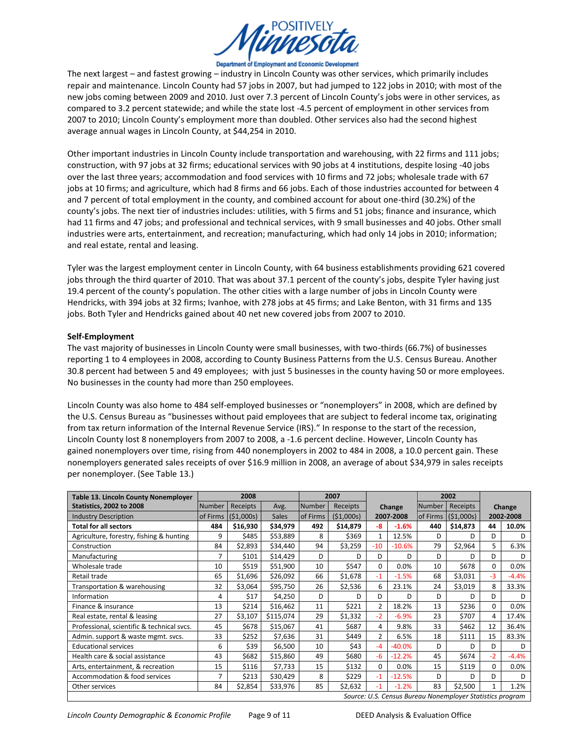The next largest – and fastest growing – industry in Lincoln County was other services, which primarily includes repair and maintenance. Lincoln County had 57 jobs in 2007, but had jumped to 122 jobs in 2010; with most of the new jobs coming between 2009 and 2010. Just over 7.3 percent of Lincoln County's jobs were in other services, as compared to 3.2 percent statewide; and while the state lost -4.5 percent of employment in other services from 2007 to 2010; Lincoln County's employment more than doubled. Other services also had the second highest average annual wages in Lincoln County, at $44,254 in 2010.

Other important industries in Lincoln County include transportation and warehousing, with 22 firms and 111 jobs; construction, with 97 jobs at 32 firms; educational services with 90 jobs at 4 institutions, despite losing -40 jobs over the last three years; accommodation and food services with 10 firms and 72 jobs; wholesale trade with 67 jobs at 10 firms; and agriculture, which had 8 firms and 66 jobs. Each of those industries accounted for between 4 and 7 percent of total employment in the county, and combined account for about one-third (30.2%) of the county's jobs. The next tier of industries includes: utilities, with 5 firms and 51 jobs; finance and insurance, which had 11 firms and 47 jobs; and professional and technical services, with 9 small businesses and 40 jobs. Other small industries were arts, entertainment, and recreation; manufacturing, which had only 14 jobs in 2010; information; and real estate, rental and leasing.

Tyler was the largest employment center in Lincoln County, with 64 business establishments providing 621 covered jobs through the third quarter of 2010. That was about 37.1 percent of the county's jobs, despite Tyler having just 19.4 percent of the county's population. The other cities with a large number of jobs in Lincoln County were Hendricks, with 394 jobs at 32 firms; Ivanhoe, with 278 jobs at 45 firms; and Lake Benton, with 31 firms and 135 jobs. Both Tyler and Hendricks gained about 40 net new covered jobs from 2007 to 2010.

**Self-Employment**

The vast majority of businesses in Lincoln County were small businesses, with two-thirds (66.7%) of businesses reporting 1 to 4 employees in 2008, according to County Business Patterns from the U.S. Census Bureau. Another 30.8 percent had between 5 and 49 employees; with just 5 businesses in the county having 50 or more employees. No businesses in the county had more than 250 employees.

Lincoln County was also home to 484 self-employed businesses or "nonemployers" in 2008, which are defined by the U.S. Census Bureau as "businesses without paid employees that are subject to federal income tax, originating from tax return information of the Internal Revenue Service (IRS)." In response to the start of the recession, Lincoln County lost 8 nonemployers from 2007 to 2008, a -1.6 percent decline. However, Lincoln County has gained nonemployers over time, rising from 440 nonemployers in 2002 to 484 in 2008, a 10.0 percent gain. These nonemployers generated sales receipts of over $16.9 million in 2008, an average of about $34,979 in sales receipts per nonemployer. (See Table 13.)

| Table 13. Lincoln County Nonemployer Statistics, 2002 to 2008 | 2008 | | | 2007 | | Change | | 2002 | | Change | |
|---|---|---|---|---|---|---|---|---|---|---|---|
| | Number | Receipts | Avg. | Number | Receipts | 2007-2008 | | Number | Receipts | 2002-2008 | |
| Industry Description | of Firms | ($1,000s) | Sales | of Firms | ($1,000s) | | | of Firms | ($1,000s) | | |
| **Total for all sectors** | **484** | **$16,930** | **$34,979** | **492** | **$14,879** | **-8** | **-1.6%** | **440** | **$14,873** | **44** | **10.0%** |
| Agriculture, forestry, fishing & hunting | 9 | $485 | $53,889 | 8 | $369 | 1 | 12.5% | D | D | D | D |
| Construction | 84 | $2,893 | $34,440 | 94 | $3,259 | -10 | -10.6% | 79 | $2,964 | 5 | 6.3% |
| Manufacturing | 7 | $101 | $14,429 | D | D | D | D | D | D | D | D |
| Wholesale trade | 10 | $519 | $51,900 | 10 | $547 | 0 | 0.0% | 10 | $678 | 0 | 0.0% |
| Retail trade | 65 | $1,696 | $26,092 | 66 | $1,678 | -1 | -1.5% | 68 | $3,031 | -3 | -4.4% |
| Transportation & warehousing | 32 | $3,064 | $95,750 | 26 | $2,536 | 6 | 23.1% | 24 | $3,019 | 8 | 33.3% |
| Information | 4 | $17 | $4,250 | D | D | D | D | D | D | D | D |
| Finance & insurance | 13 | $214 | $16,462 | 11 | $221 | 2 | 18.2% | 13 | $236 | 0 | 0.0% |
| Real estate, rental & leasing | 27 | $3,107 | $115,074 | 29 | $1,332 | -2 | -6.9% | 23 | $707 | 4 | 17.4% |
| Professional, scientific & technical svcs. | 45 | $678 | $15,067 | 41 | $687 | 4 | 9.8% | 33 | $462 | 12 | 36.4% |
| Admin. support & waste mgmt. svcs. | 33 | $252 | $7,636 | 31 | $449 | 2 | 6.5% | 18 | $111 | 15 | 83.3% |
| Educational services | 6 | $39 | $6,500 | 10 | $43 | -4 | -40.0% | D | D | D | D |
| Health care & social assistance | 43 | $682 | $15,860 | 49 | $680 | -6 | -12.2% | 45 | $674 | -2 | -4.4% |
| Arts, entertainment, & recreation | 15 | $116 | $7,733 | 15 | $132 | 0 | 0.0% | 15 | $119 | 0 | 0.0% |
| Accommodation & food services | 7 | $213 | $30,429 | 8 | $229 | -1 | -12.5% | D | D | D | D |
| Other services | 84 | $2,854 | $33,976 | 85 | $2,632 | -1 | -1.2% | 83 | $2,500 | 1 | 1.2% |

*Source: U.S. Census Bureau Nonemployer Statistics program*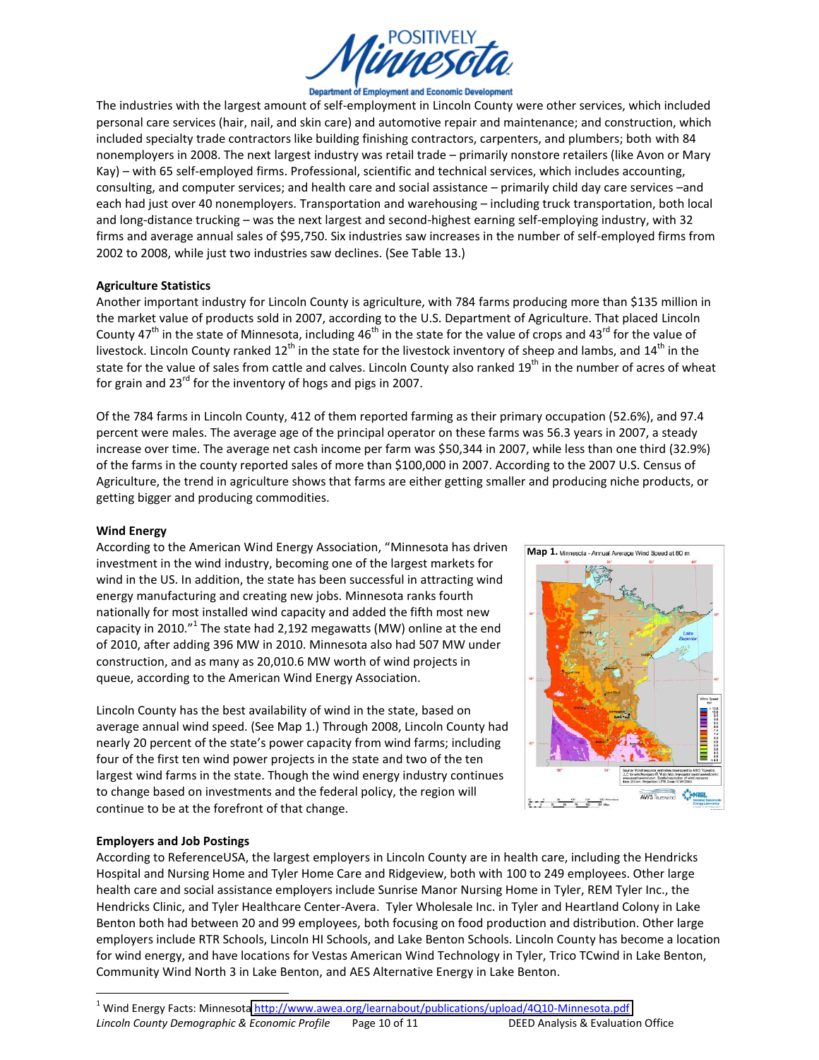The industries with the largest amount of self-employment in Lincoln County were other services, which included personal care services (hair, nail, and skin care) and automotive repair and maintenance; and construction, which included specialty trade contractors like building finishing contractors, carpenters, and plumbers; both with 84 nonemployers in 2008. The next largest industry was retail trade – primarily nonstore retailers (like Avon or Mary Kay) – with 65 self-employed firms. Professional, scientific and technical services, which includes accounting, consulting, and computer services; and health care and social assistance – primarily child day care services –and each had just over 40 nonemployers. Transportation and warehousing – including truck transportation, both local and long-distance trucking – was the next largest and second-highest earning self-employing industry, with 32 firms and average annual sales of $95,750. Six industries saw increases in the number of self-employed firms from 2002 to 2008, while just two industries saw declines. (See Table 13.)

**Agriculture Statistics**

Another important industry for Lincoln County is agriculture, with 784 farms producing more than $135 million in the market value of products sold in 2007, according to the U.S. Department of Agriculture. That placed Lincoln County 47th in the state of Minnesota, including 46th in the state for the value of crops and 43rd for the value of livestock. Lincoln County ranked 12th in the state for the livestock inventory of sheep and lambs, and 14th in the state for the value of sales from cattle and calves. Lincoln County also ranked 19th in the number of acres of wheat for grain and 23rd for the inventory of hogs and pigs in 2007.

Of the 784 farms in Lincoln County, 412 of them reported farming as their primary occupation (52.6%), and 97.4 percent were males. The average age of the principal operator on these farms was 56.3 years in 2007, a steady increase over time. The average net cash income per farm was $50,344 in 2007, while less than one third (32.9%) of the farms in the county reported sales of more than $100,000 in 2007. According to the 2007 U.S. Census of Agriculture, the trend in agriculture shows that farms are either getting smaller and producing niche products, or getting bigger and producing commodities.

**Wind Energy**

According to the American Wind Energy Association, "Minnesota has driven investment in the wind industry, becoming one of the largest markets for wind in the US. In addition, the state has been successful in attracting wind energy manufacturing and creating new jobs. Minnesota ranks fourth nationally for most installed wind capacity and added the fifth most new capacity in 2010."[1] The state had 2,192 megawatts (MW) online at the end of 2010, after adding 396 MW in 2010. Minnesota also had 507 MW under construction, and as many as 20,010.6 MW worth of wind projects in queue, according to the American Wind Energy Association.

Lincoln County has the best availability of wind in the state, based on average annual wind speed. (See Map 1.) Through 2008, Lincoln County had nearly 20 percent of the state's power capacity from wind farms; including four of the first ten wind power projects in the state and two of the ten largest wind farms in the state. Though the wind energy industry continues to change based on investments and the federal policy, the region will continue to be at the forefront of that change.

**Map 1.** Minnesota - Annual Average Wind Speed at 80 m

**Employers and Job Postings**

According to ReferenceUSA, the largest employers in Lincoln County are in health care, including the Hendricks Hospital and Nursing Home and Tyler Home Care and Ridgeview, both with 100 to 249 employees. Other large health care and social assistance employers include Sunrise Manor Nursing Home in Tyler, REM Tyler Inc., the Hendricks Clinic, and Tyler Healthcare Center-Avera. Tyler Wholesale Inc. in Tyler and Heartland Colony in Lake Benton both had between 20 and 99 employees, both focusing on food production and distribution. Other large employers include RTR Schools, Lincoln HI Schools, and Lake Benton Schools. Lincoln County has become a location for wind energy, and have locations for Vestas American Wind Technology in Tyler, Trico TCwind in Lake Benton, Community Wind North 3 in Lake Benton, and AES Alternative Energy in Lake Benton.

---

[1] Wind Energy Facts: Minnesota http://www.awea.org/learnabout/publications/upload/4Q10-Minnesota.pdf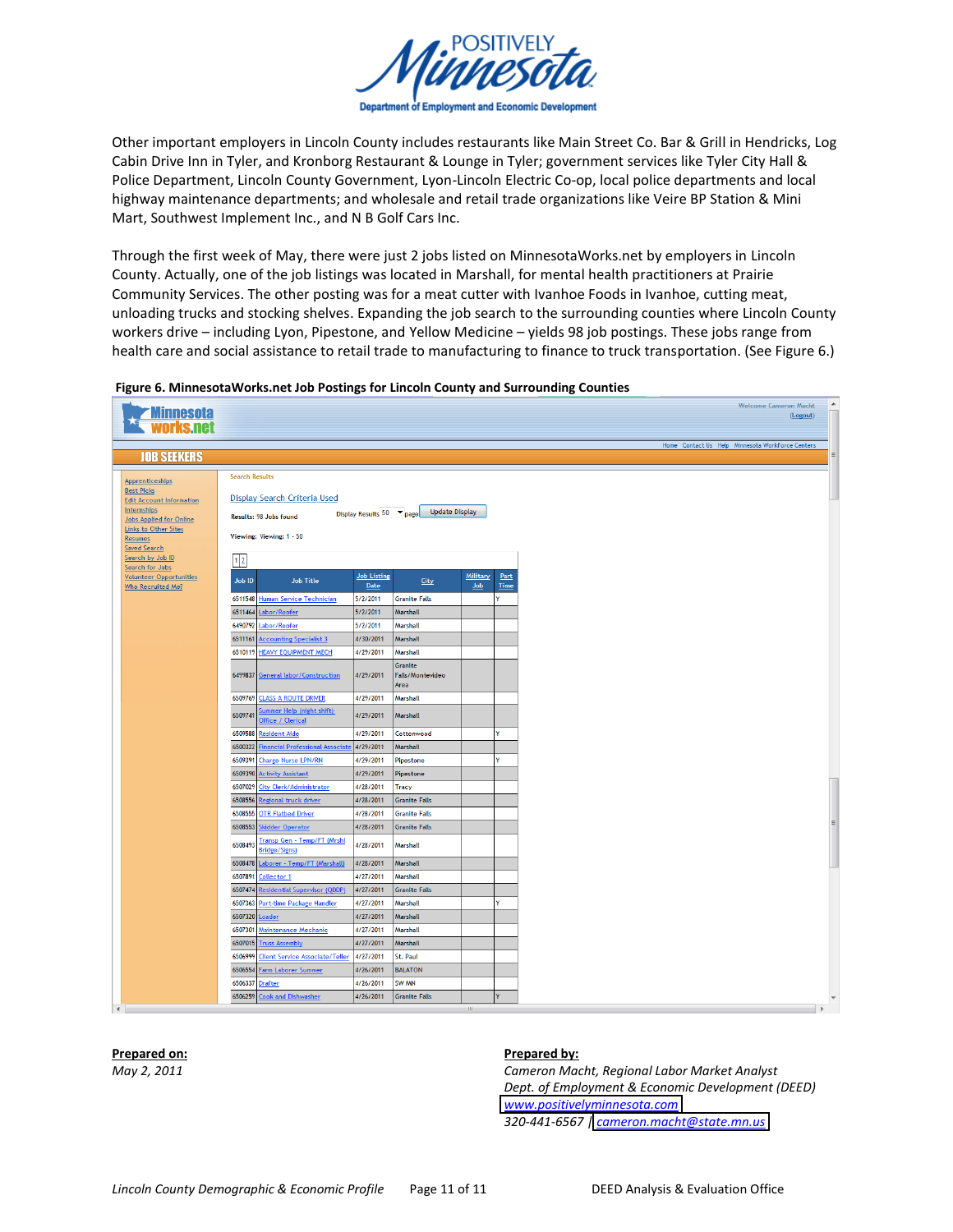Other important employers in Lincoln County includes restaurants like Main Street Co. Bar & Grill in Hendricks, Log Cabin Drive Inn in Tyler, and Kronborg Restaurant & Lounge in Tyler; government services like Tyler City Hall & Police Department, Lincoln County Government, Lyon-Lincoln Electric Co-op, local police departments and local highway maintenance departments; and wholesale and retail trade organizations like Veire BP Station & Mini Mart, Southwest Implement Inc., and N B Golf Cars Inc.

Through the first week of May, there were just 2 jobs listed on MinnesotaWorks.net by employers in Lincoln County. Actually, one of the job listings was located in Marshall, for mental health practitioners at Prairie Community Services. The other posting was for a meat cutter with Ivanhoe Foods in Ivanhoe, cutting meat, unloading trucks and stocking shelves. Expanding the job search to the surrounding counties where Lincoln County workers drive – including Lyon, Pipestone, and Yellow Medicine – yields 98 job postings. These jobs range from health care and social assistance to retail trade to manufacturing to finance to truck transportation. (See Figure 6.)

**Figure 6. MinnesotaWorks.net Job Postings for Lincoln County and Surrounding Counties**

Search Results

Results: 98 Jobs found

Viewing: 1 - 50

| Job ID | Job Title | Job Listing Date | City | Military Job | Part Time |
|---|---|---|---|---|---|
| 6511548 | Human Service Technician | 5/2/2011 | Granite Falls | | Y |
| 6511464 | Labor/Roofer | 5/2/2011 | Marshall | | |
| 6490792 | Labor/Roofer | 5/2/2011 | Marshall | | |
| 6511161 | Accounting Specialist 3 | 4/30/2011 | Marshall | | |
| 6510119 | HEAVY EQUIPMENT MECH | 4/29/2011 | Marshall | | |
| 6499837 | General labor/Construction | 4/29/2011 | Granite Falls/Montevideo Area | | |
| 6509769 | CLASS A ROUTE DRIVER | 4/29/2011 | Marshall | | |
| 6509741 | Summer Help (night shift): Office / Clerical | 4/29/2011 | Marshall | | |
| 6509588 | Resident Aide | 4/29/2011 | Cottonwood | | Y |
| 6500322 | Financial Professional Associate | 4/29/2011 | Marshall | | |
| 6509391 | Charge Nurse LPN/RN | 4/29/2011 | Pipestone | | Y |
| 6509390 | Activity Assistant | 4/29/2011 | Pipestone | | |
| 6507029 | City Clerk/Administrator | 4/28/2011 | Tracy | | |
| 6508556 | Regional truck driver | 4/28/2011 | Granite Falls | | |
| 6508555 | OTR Flatbed Driver | 4/28/2011 | Granite Falls | | |
| 6508553 | Skidder Operator | 4/28/2011 | Granite Falls | | |
| 6508493 | Transp Gen - Temp/FT (Mrshl Bridge/Signs) | 4/28/2011 | Marshall | | |
| 6508478 | Laborer - Temp/FT (Marshall) | 4/28/2011 | Marshall | | |
| 6507891 | Collector 1 | 4/27/2011 | Marshall | | |
| 6507474 | Residential Supervisor (QDDP) | 4/27/2011 | Granite Falls | | |
| 6507363 | Part-time Package Handler | 4/27/2011 | Marshall | | Y |
| 6507320 | Loader | 4/27/2011 | Marshall | | |
| 6507301 | Maintenance Mechanic | 4/27/2011 | Marshall | | |
| 6507015 | Truss Assembly | 4/27/2011 | Marshall | | |
| 6506999 | Client Service Associate/Teller | 4/27/2011 | St. Paul | | |
| 6506554 | Farm Laborer Summer | 4/26/2011 | BALATON | | |
| 6506337 | Drafter | 4/26/2011 | SW MN | | |
| 6506259 | Cook and Dishwasher | 4/26/2011 | Granite Falls | | Y |

**Prepared on:**
*May 2, 2011*

**Prepared by:**
*Cameron Macht, Regional Labor Market Analyst*
*Dept. of Employment & Economic Development (DEED)*
*www.positivelyminnesota.com*
*320-441-6567 / cameron.macht@state.mn.us*